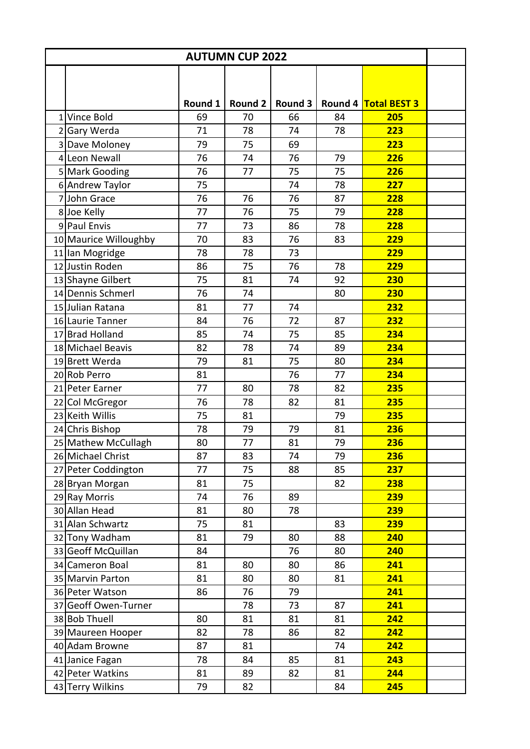| | AUTUMN CUP 2022 | | | | | | |
|---|---|---|---|---|---|---|---|
| | | Round 1 | Round 2 | Round 3 | Round 4 | Total BEST 3 | |
| 1 | Vince Bold | 69 | 70 | 66 | 84 | **205** | |
| 2 | Gary Werda | 71 | 78 | 74 | 78 | **223** | |
| 3 | Dave Moloney | 79 | 75 | 69 | | **223** | |
| 4 | Leon Newall | 76 | 74 | 76 | 79 | **226** | |
| 5 | Mark Gooding | 76 | 77 | 75 | 75 | **226** | |
| 6 | Andrew Taylor | 75 | | 74 | 78 | **227** | |
| 7 | John Grace | 76 | 76 | 76 | 87 | **228** | |
| 8 | Joe Kelly | 77 | 76 | 75 | 79 | **228** | |
| 9 | Paul Envis | 77 | 73 | 86 | 78 | **228** | |
| 10 | Maurice Willoughby | 70 | 83 | 76 | 83 | **229** | |
| 11 | Ian Mogridge | 78 | 78 | 73 | | **229** | |
| 12 | Justin Roden | 86 | 75 | 76 | 78 | **229** | |
| 13 | Shayne Gilbert | 75 | 81 | 74 | 92 | **230** | |
| 14 | Dennis Schmerl | 76 | 74 | | 80 | **230** | |
| 15 | Julian Ratana | 81 | 77 | 74 | | **232** | |
| 16 | Laurie Tanner | 84 | 76 | 72 | 87 | **232** | |
| 17 | Brad Holland | 85 | 74 | 75 | 85 | **234** | |
| 18 | Michael Beavis | 82 | 78 | 74 | 89 | **234** | |
| 19 | Brett Werda | 79 | 81 | 75 | 80 | **234** | |
| 20 | Rob Perro | 81 | | 76 | 77 | **234** | |
| 21 | Peter Earner | 77 | 80 | 78 | 82 | **235** | |
| 22 | Col McGregor | 76 | 78 | 82 | 81 | **235** | |
| 23 | Keith Willis | 75 | 81 | | 79 | **235** | |
| 24 | Chris Bishop | 78 | 79 | 79 | 81 | **236** | |
| 25 | Mathew McCullagh | 80 | 77 | 81 | 79 | **236** | |
| 26 | Michael Christ | 87 | 83 | 74 | 79 | **236** | |
| 27 | Peter Coddington | 77 | 75 | 88 | 85 | **237** | |
| 28 | Bryan Morgan | 81 | 75 | | 82 | **238** | |
| 29 | Ray Morris | 74 | 76 | 89 | | **239** | |
| 30 | Allan Head | 81 | 80 | 78 | | **239** | |
| 31 | Alan Schwartz | 75 | 81 | | 83 | **239** | |
| 32 | Tony Wadham | 81 | 79 | 80 | 88 | **240** | |
| 33 | Geoff McQuillan | 84 | | 76 | 80 | **240** | |
| 34 | Cameron Boal | 81 | 80 | 80 | 86 | **241** | |
| 35 | Marvin Parton | 81 | 80 | 80 | 81 | **241** | |
| 36 | Peter Watson | 86 | 76 | 79 | | **241** | |
| 37 | Geoff Owen-Turner | | 78 | 73 | 87 | **241** | |
| 38 | Bob Thuell | 80 | 81 | 81 | 81 | **242** | |
| 39 | Maureen Hooper | 82 | 78 | 86 | 82 | **242** | |
| 40 | Adam Browne | 87 | 81 | | 74 | **242** | |
| 41 | Janice Fagan | 78 | 84 | 85 | 81 | **243** | |
| 42 | Peter Watkins | 81 | 89 | 82 | 81 | **244** | |
| 43 | Terry Wilkins | 79 | 82 | | 84 | **245** | |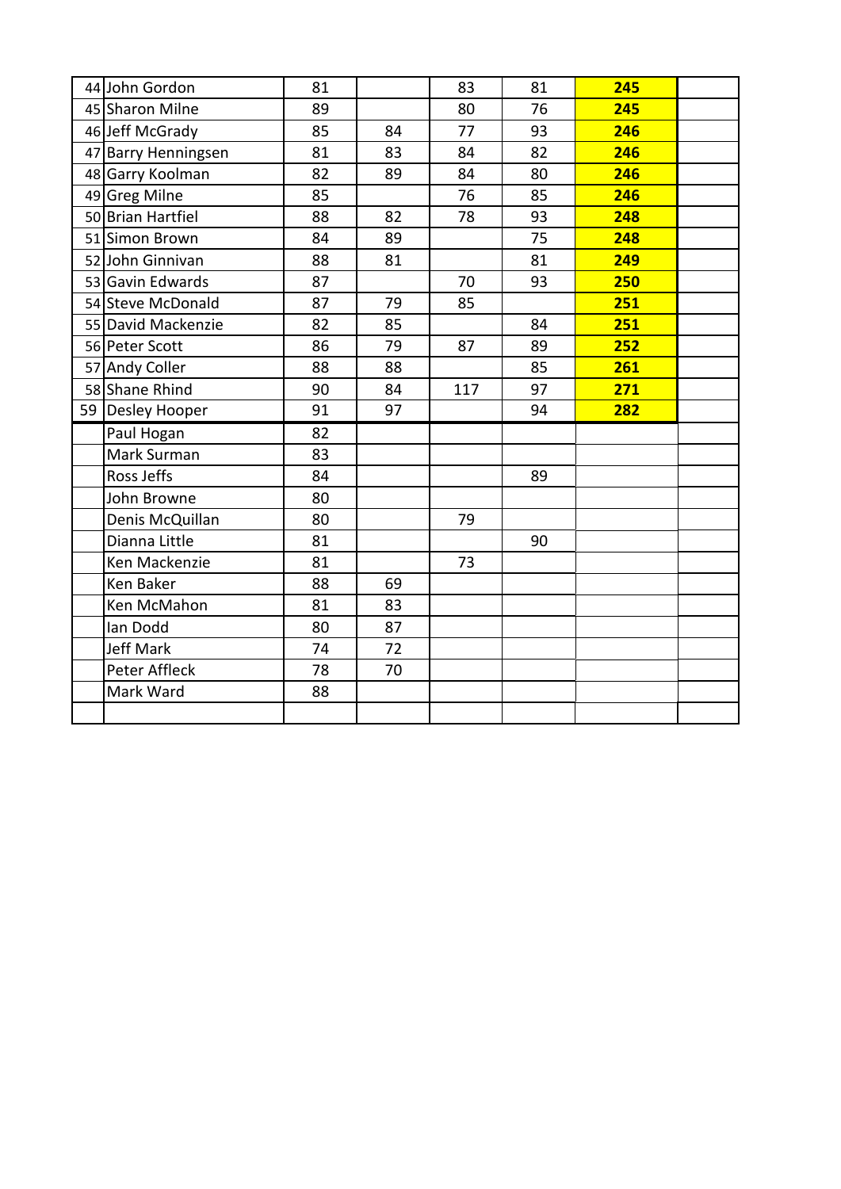| | | | | | | | |
|---|---|---|---|---|---|---|---|
| 44 | John Gordon | 81 | | 83 | 81 | **245** | |
| 45 | Sharon Milne | 89 | | 80 | 76 | **245** | |
| 46 | Jeff McGrady | 85 | 84 | 77 | 93 | **246** | |
| 47 | Barry Henningsen | 81 | 83 | 84 | 82 | **246** | |
| 48 | Garry Koolman | 82 | 89 | 84 | 80 | **246** | |
| 49 | Greg Milne | 85 | | 76 | 85 | **246** | |
| 50 | Brian Hartfiel | 88 | 82 | 78 | 93 | **248** | |
| 51 | Simon Brown | 84 | 89 | | 75 | **248** | |
| 52 | John Ginnivan | 88 | 81 | | 81 | **249** | |
| 53 | Gavin Edwards | 87 | | 70 | 93 | **250** | |
| 54 | Steve McDonald | 87 | 79 | 85 | | **251** | |
| 55 | David Mackenzie | 82 | 85 | | 84 | **251** | |
| 56 | Peter Scott | 86 | 79 | 87 | 89 | **252** | |
| 57 | Andy Coller | 88 | 88 | | 85 | **261** | |
| 58 | Shane Rhind | 90 | 84 | 117 | 97 | **271** | |
| 59 | Desley Hooper | 91 | 97 | | 94 | **282** | |
| | Paul Hogan | 82 | | | | | |
| | Mark Surman | 83 | | | | | |
| | Ross Jeffs | 84 | | | 89 | | |
| | John Browne | 80 | | | | | |
| | Denis McQuillan | 80 | | 79 | | | |
| | Dianna Little | 81 | | | 90 | | |
| | Ken Mackenzie | 81 | | 73 | | | |
| | Ken Baker | 88 | 69 | | | | |
| | Ken McMahon | 81 | 83 | | | | |
| | Ian Dodd | 80 | 87 | | | | |
| | Jeff Mark | 74 | 72 | | | | |
| | Peter Affleck | 78 | 70 | | | | |
| | Mark Ward | 88 | | | | | |
| | | | | | | | |